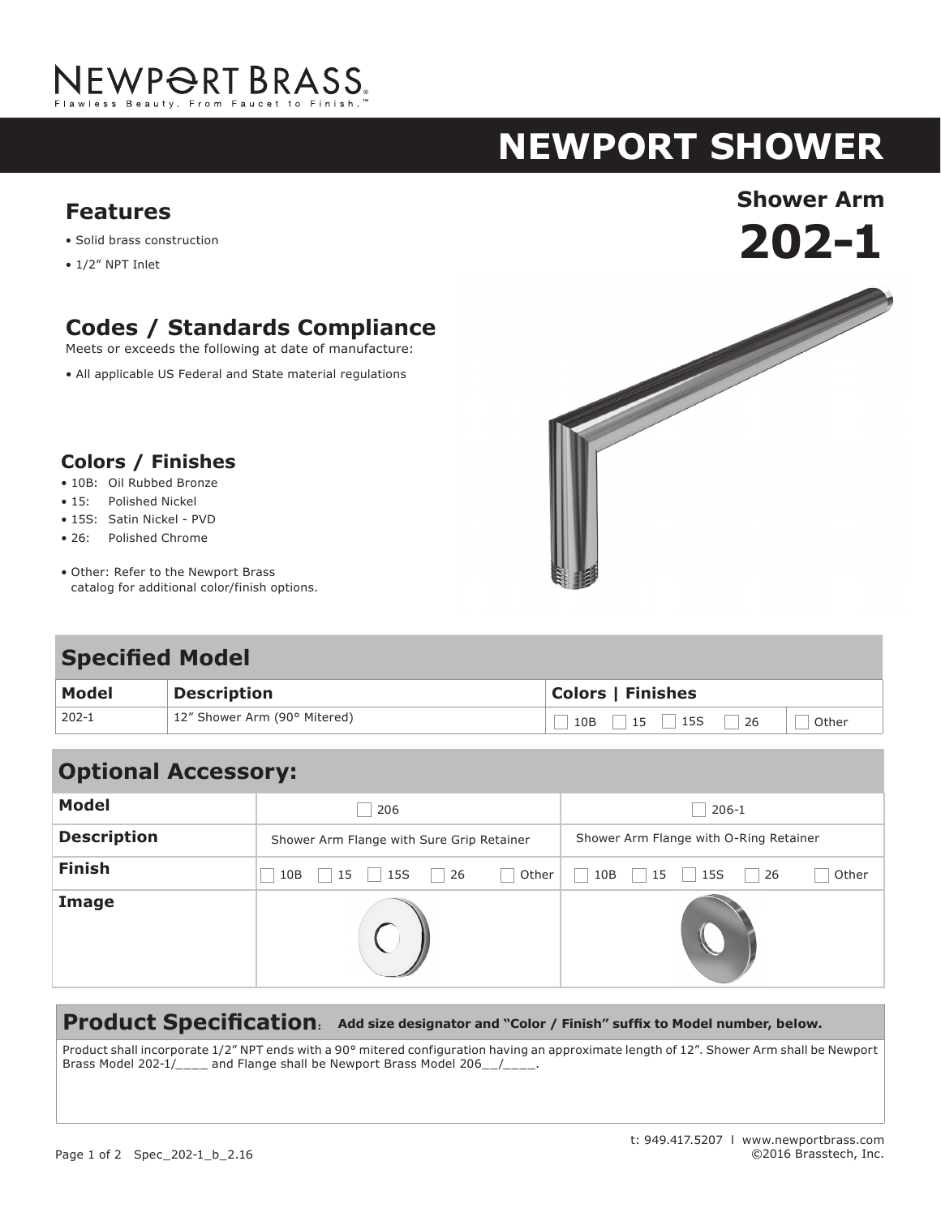# NEWPORT BRASS

Flawless Beauty. From Faucet to Finish.™

# NEWPORT SHOWER

## Shower Arm

# 202-1

## Features

- Solid brass construction
- 1/2" NPT Inlet

## Codes / Standards Compliance

Meets or exceeds the following at date of manufacture:

- All applicable US Federal and State material regulations

## Colors / Finishes

- 10B: Oil Rubbed Bronze
- 15: Polished Nickel
- 15S: Satin Nickel - PVD
- 26: Polished Chrome
- Other: Refer to the Newport Brass catalog for additional color/finish options.

## Specified Model

| Model | Description | Colors \| Finishes | |
|---|---|---|---|
| 202-1 | 12" Shower Arm (90° Mitered) | ☐ 10B ☐ 15 ☐ 15S ☐ 26 | ☐ Other |

## Optional Accessory:

| Model | ☐ 206 | ☐ 206-1 |
|---|---|---|
| Description | Shower Arm Flange with Sure Grip Retainer | Shower Arm Flange with O-Ring Retainer |
| Finish | ☐ 10B ☐ 15 ☐ 15S ☐ 26 ☐ Other | ☐ 10B ☐ 15 ☐ 15S ☐ 26 ☐ Other |
| Image | | |

## Product Specification: **Add size designator and "Color / Finish" suffix to Model number, below.**

Product shall incorporate 1/2" NPT ends with a 90° mitered configuration having an approximate length of 12". Shower Arm shall be Newport Brass Model 202-1/____ and Flange shall be Newport Brass Model 206__/____.

t: 949.417.5207 | www.newportbrass.com
©2016 Brasstech, Inc.

Spec_202-1_b_2.16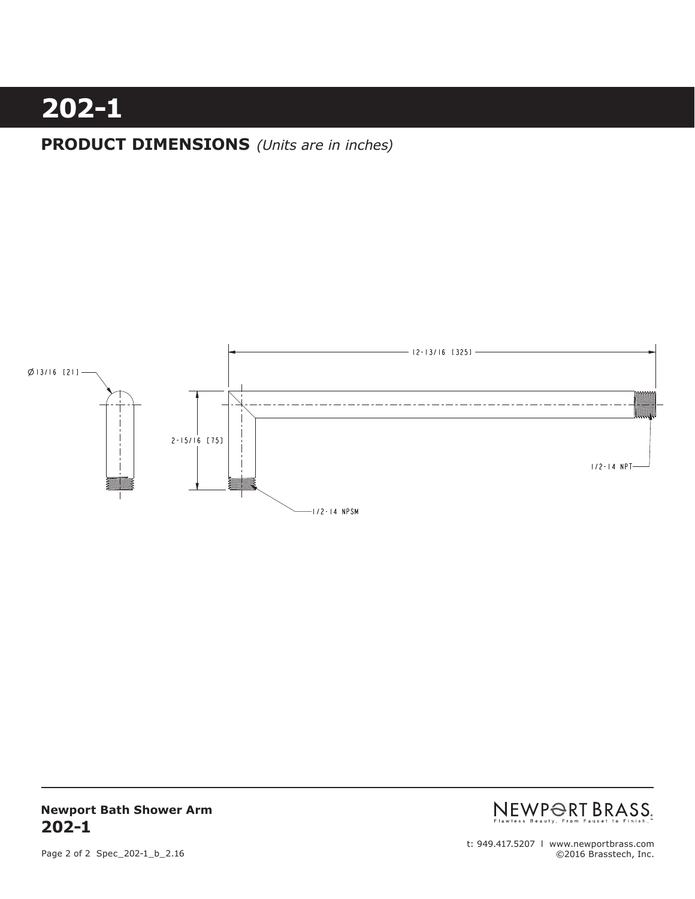# 202-1

## PRODUCT DIMENSIONS *(Units are in inches)*

Ø13/16 [21]

12-13/16 [325]

2-15/16 [75]

1/2-14 NPT

1/2-14 NPSM

**Newport Bath Shower Arm**
**202-1**

Spec_202-1_b_2.16

NEWPORT BRASS
Flawless Beauty. From Faucet to Finish.

t: 949.417.5207 | www.newportbrass.com
©2016 Brasstech, Inc.